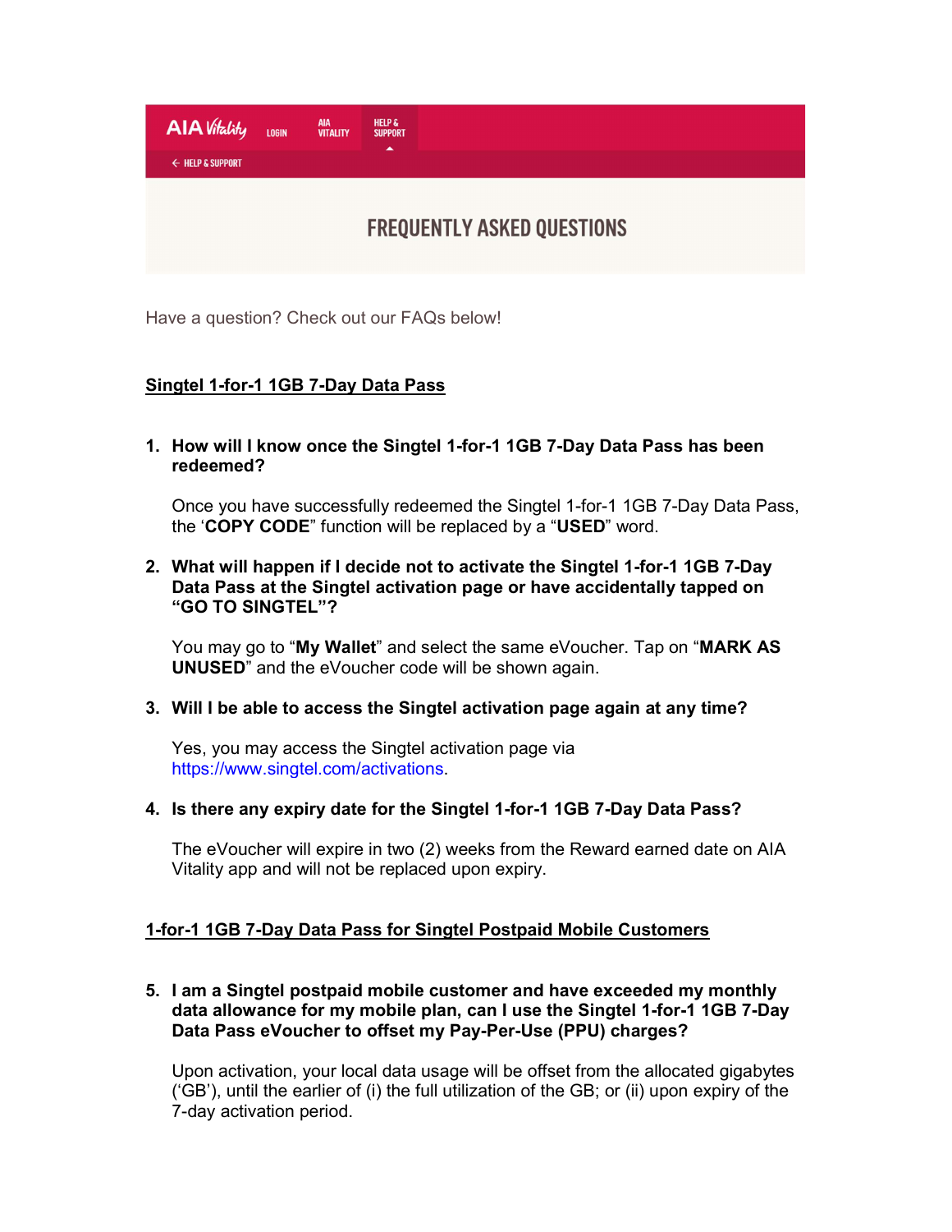AIA Vitality LOGIN AIA VITALITY HELP & SUPPORT

← HELP & SUPPORT

# FREQUENTLY ASKED QUESTIONS

Have a question? Check out our FAQs below!

## Singtel 1-for-1 1GB 7-Day Data Pass

1. **How will I know once the Singtel 1-for-1 1GB 7-Day Data Pass has been redeemed?**

   Once you have successfully redeemed the Singtel 1-for-1 1GB 7-Day Data Pass, the '**COPY CODE**" function will be replaced by a "**USED**" word.

2. **What will happen if I decide not to activate the Singtel 1-for-1 1GB 7-Day Data Pass at the Singtel activation page or have accidentally tapped on "GO TO SINGTEL"?**

   You may go to "**My Wallet**" and select the same eVoucher. Tap on "**MARK AS UNUSED**" and the eVoucher code will be shown again.

3. **Will I be able to access the Singtel activation page again at any time?**

   Yes, you may access the Singtel activation page via https://www.singtel.com/activations.

4. **Is there any expiry date for the Singtel 1-for-1 1GB 7-Day Data Pass?**

   The eVoucher will expire in two (2) weeks from the Reward earned date on AIA Vitality app and will not be replaced upon expiry.

## 1-for-1 1GB 7-Day Data Pass for Singtel Postpaid Mobile Customers

5. **I am a Singtel postpaid mobile customer and have exceeded my monthly data allowance for my mobile plan, can I use the Singtel 1-for-1 1GB 7-Day Data Pass eVoucher to offset my Pay-Per-Use (PPU) charges?**

   Upon activation, your local data usage will be offset from the allocated gigabytes ('GB'), until the earlier of (i) the full utilization of the GB; or (ii) upon expiry of the 7-day activation period.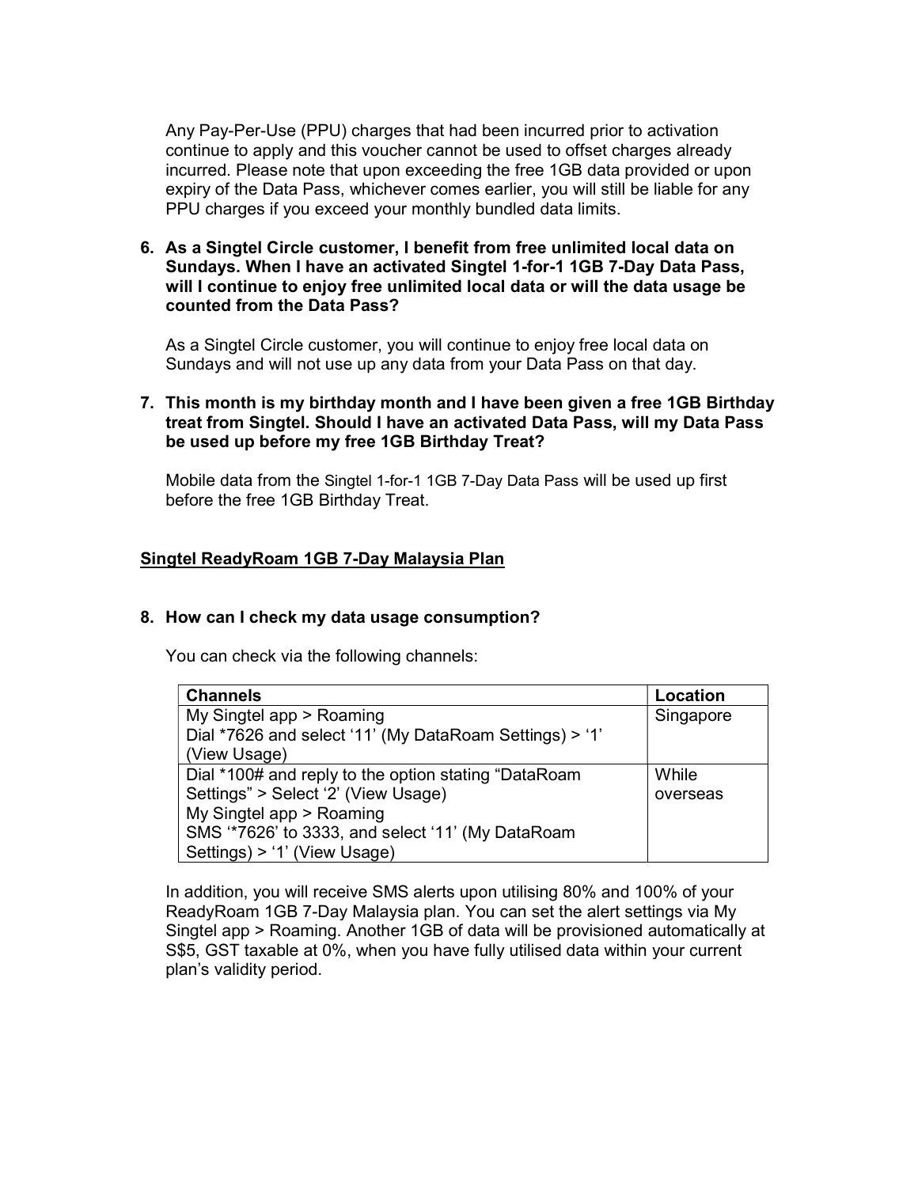Any Pay-Per-Use (PPU) charges that had been incurred prior to activation continue to apply and this voucher cannot be used to offset charges already incurred. Please note that upon exceeding the free 1GB data provided or upon expiry of the Data Pass, whichever comes earlier, you will still be liable for any PPU charges if you exceed your monthly bundled data limits.

**6. As a Singtel Circle customer, I benefit from free unlimited local data on Sundays. When I have an activated Singtel 1-for-1 1GB 7-Day Data Pass, will I continue to enjoy free unlimited local data or will the data usage be counted from the Data Pass?**

As a Singtel Circle customer, you will continue to enjoy free local data on Sundays and will not use up any data from your Data Pass on that day.

**7. This month is my birthday month and I have been given a free 1GB Birthday treat from Singtel. Should I have an activated Data Pass, will my Data Pass be used up before my free 1GB Birthday Treat?**

Mobile data from the Singtel 1-for-1 1GB 7-Day Data Pass will be used up first before the free 1GB Birthday Treat.

## <u>Singtel ReadyRoam 1GB 7-Day Malaysia Plan</u>

**8. How can I check my data usage consumption?**

You can check via the following channels:

| Channels | Location |
|---|---|
| My Singtel app > Roaming<br>Dial *7626 and select '11' (My DataRoam Settings) > '1' (View Usage) | Singapore |
| Dial *100# and reply to the option stating "DataRoam Settings" > Select '2' (View Usage)<br>My Singtel app > Roaming<br>SMS '*7626' to 3333, and select '11' (My DataRoam Settings) > '1' (View Usage) | While overseas |

In addition, you will receive SMS alerts upon utilising 80% and 100% of your ReadyRoam 1GB 7-Day Malaysia plan. You can set the alert settings via My Singtel app > Roaming. Another 1GB of data will be provisioned automatically at S$5, GST taxable at 0%, when you have fully utilised data within your current plan's validity period.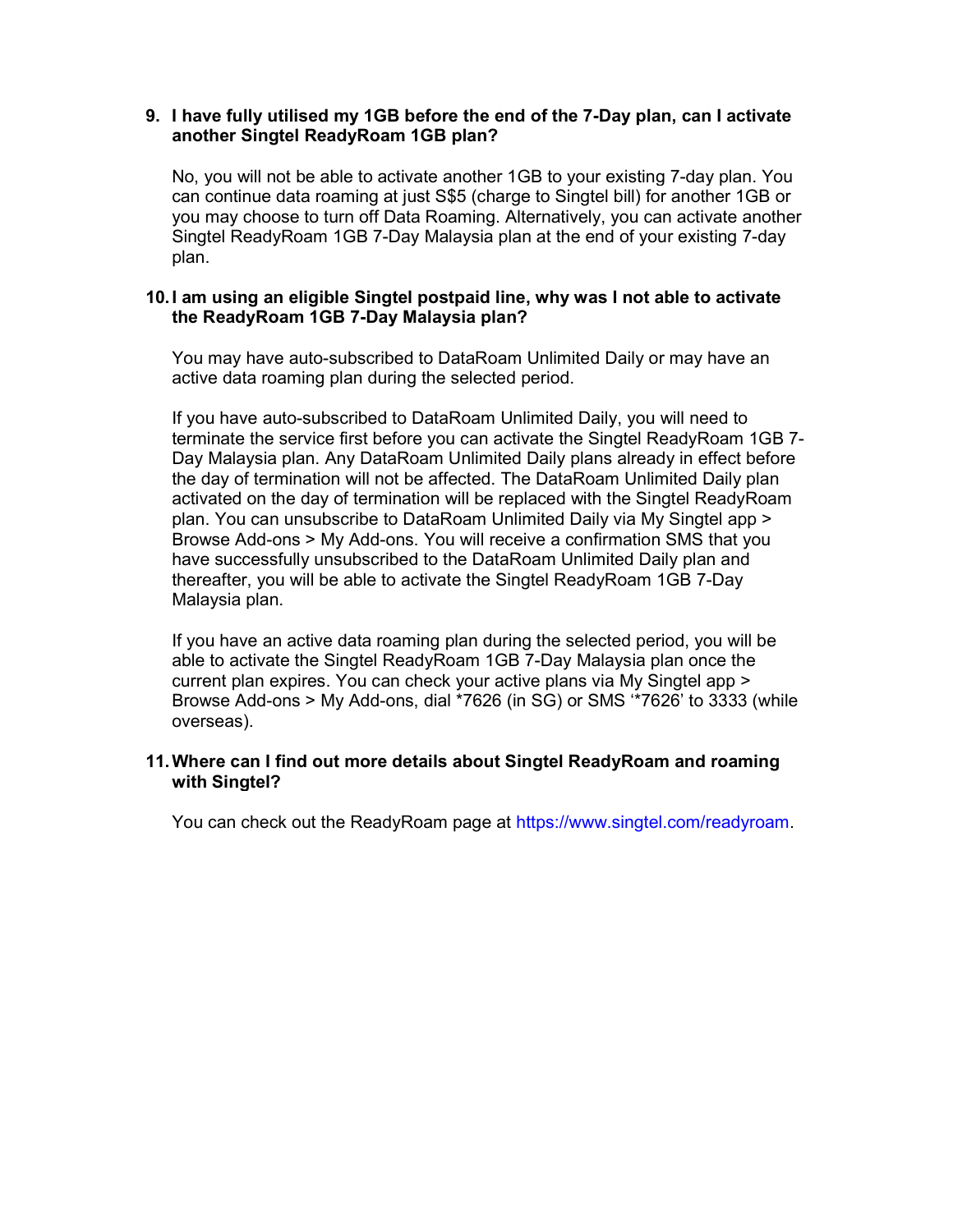9. **I have fully utilised my 1GB before the end of the 7-Day plan, can I activate another Singtel ReadyRoam 1GB plan?**

   No, you will not be able to activate another 1GB to your existing 7-day plan. You can continue data roaming at just S$5 (charge to Singtel bill) for another 1GB or you may choose to turn off Data Roaming. Alternatively, you can activate another Singtel ReadyRoam 1GB 7-Day Malaysia plan at the end of your existing 7-day plan.

10. **I am using an eligible Singtel postpaid line, why was I not able to activate the ReadyRoam 1GB 7-Day Malaysia plan?**

    You may have auto-subscribed to DataRoam Unlimited Daily or may have an active data roaming plan during the selected period.

    If you have auto-subscribed to DataRoam Unlimited Daily, you will need to terminate the service first before you can activate the Singtel ReadyRoam 1GB 7-Day Malaysia plan. Any DataRoam Unlimited Daily plans already in effect before the day of termination will not be affected. The DataRoam Unlimited Daily plan activated on the day of termination will be replaced with the Singtel ReadyRoam plan. You can unsubscribe to DataRoam Unlimited Daily via My Singtel app > Browse Add-ons > My Add-ons. You will receive a confirmation SMS that you have successfully unsubscribed to the DataRoam Unlimited Daily plan and thereafter, you will be able to activate the Singtel ReadyRoam 1GB 7-Day Malaysia plan.

    If you have an active data roaming plan during the selected period, you will be able to activate the Singtel ReadyRoam 1GB 7-Day Malaysia plan once the current plan expires. You can check your active plans via My Singtel app > Browse Add-ons > My Add-ons, dial *7626 (in SG) or SMS '*7626' to 3333 (while overseas).

11. **Where can I find out more details about Singtel ReadyRoam and roaming with Singtel?**

    You can check out the ReadyRoam page at https://www.singtel.com/readyroam.